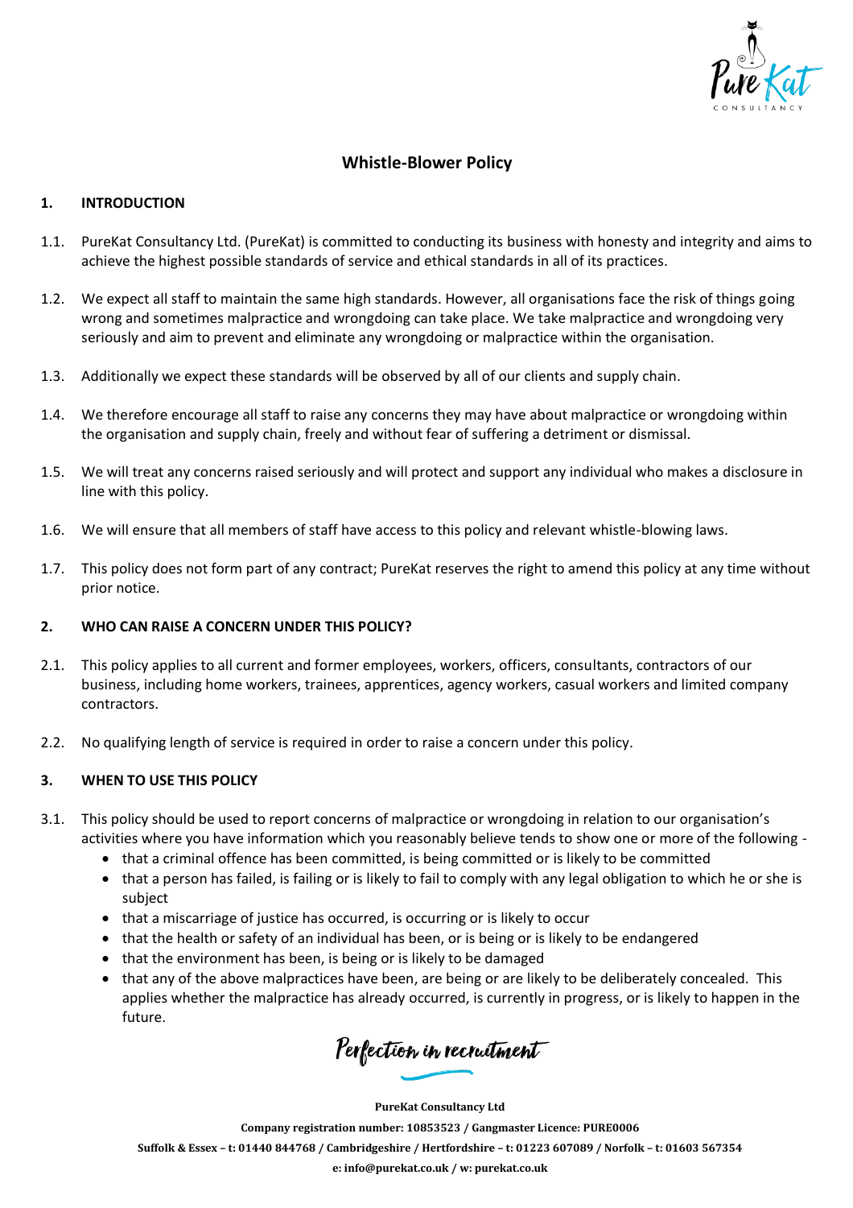# Whistle-Blower Policy

## 1. INTRODUCTION

1.1. PureKat Consultancy Ltd. (PureKat) is committed to conducting its business with honesty and integrity and aims to achieve the highest possible standards of service and ethical standards in all of its practices.

1.2. We expect all staff to maintain the same high standards. However, all organisations face the risk of things going wrong and sometimes malpractice and wrongdoing can take place. We take malpractice and wrongdoing very seriously and aim to prevent and eliminate any wrongdoing or malpractice within the organisation.

1.3. Additionally we expect these standards will be observed by all of our clients and supply chain.

1.4. We therefore encourage all staff to raise any concerns they may have about malpractice or wrongdoing within the organisation and supply chain, freely and without fear of suffering a detriment or dismissal.

1.5. We will treat any concerns raised seriously and will protect and support any individual who makes a disclosure in line with this policy.

1.6. We will ensure that all members of staff have access to this policy and relevant whistle-blowing laws.

1.7. This policy does not form part of any contract; PureKat reserves the right to amend this policy at any time without prior notice.

## 2. WHO CAN RAISE A CONCERN UNDER THIS POLICY?

2.1. This policy applies to all current and former employees, workers, officers, consultants, contractors of our business, including home workers, trainees, apprentices, agency workers, casual workers and limited company contractors.

2.2. No qualifying length of service is required in order to raise a concern under this policy.

## 3. WHEN TO USE THIS POLICY

3.1. This policy should be used to report concerns of malpractice or wrongdoing in relation to our organisation's activities where you have information which you reasonably believe tends to show one or more of the following -

- that a criminal offence has been committed, is being committed or is likely to be committed
- that a person has failed, is failing or is likely to fail to comply with any legal obligation to which he or she is subject
- that a miscarriage of justice has occurred, is occurring or is likely to occur
- that the health or safety of an individual has been, or is being or is likely to be endangered
- that the environment has been, is being or is likely to be damaged
- that any of the above malpractices have been, are being or are likely to be deliberately concealed. This applies whether the malpractice has already occurred, is currently in progress, or is likely to happen in the future.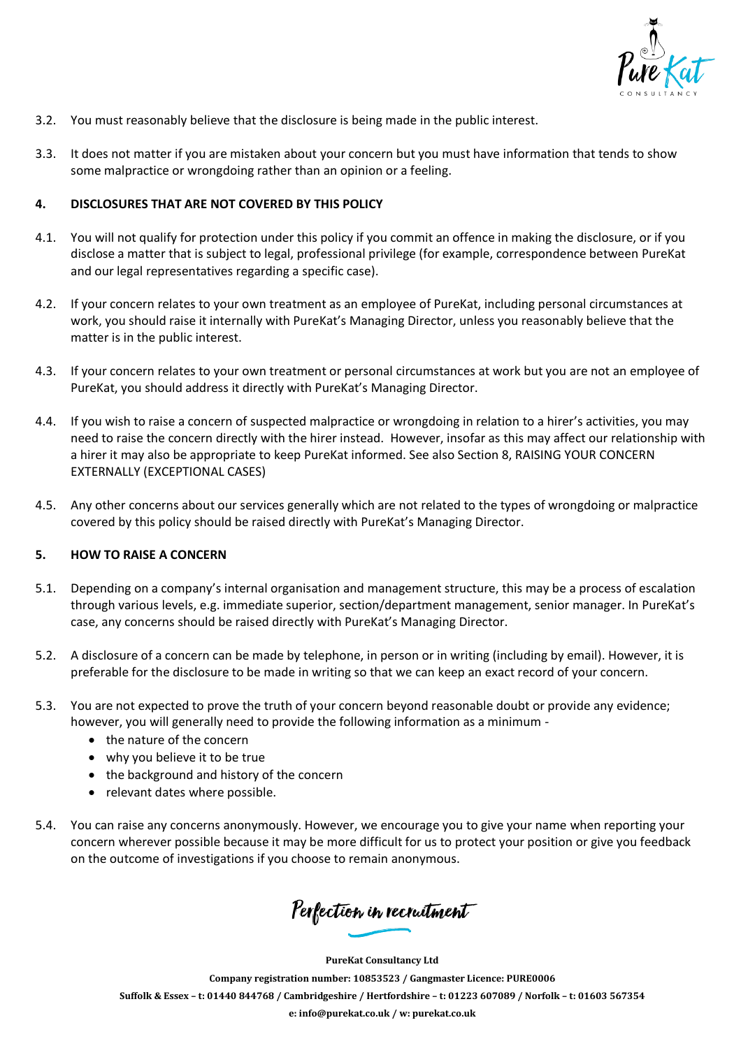3.2. You must reasonably believe that the disclosure is being made in the public interest.

3.3. It does not matter if you are mistaken about your concern but you must have information that tends to show some malpractice or wrongdoing rather than an opinion or a feeling.

## 4. DISCLOSURES THAT ARE NOT COVERED BY THIS POLICY

4.1. You will not qualify for protection under this policy if you commit an offence in making the disclosure, or if you disclose a matter that is subject to legal, professional privilege (for example, correspondence between PureKat and our legal representatives regarding a specific case).

4.2. If your concern relates to your own treatment as an employee of PureKat, including personal circumstances at work, you should raise it internally with PureKat's Managing Director, unless you reasonably believe that the matter is in the public interest.

4.3. If your concern relates to your own treatment or personal circumstances at work but you are not an employee of PureKat, you should address it directly with PureKat's Managing Director.

4.4. If you wish to raise a concern of suspected malpractice or wrongdoing in relation to a hirer's activities, you may need to raise the concern directly with the hirer instead. However, insofar as this may affect our relationship with a hirer it may also be appropriate to keep PureKat informed. See also Section 8, RAISING YOUR CONCERN EXTERNALLY (EXCEPTIONAL CASES)

4.5. Any other concerns about our services generally which are not related to the types of wrongdoing or malpractice covered by this policy should be raised directly with PureKat's Managing Director.

## 5. HOW TO RAISE A CONCERN

5.1. Depending on a company's internal organisation and management structure, this may be a process of escalation through various levels, e.g. immediate superior, section/department management, senior manager. In PureKat's case, any concerns should be raised directly with PureKat's Managing Director.

5.2. A disclosure of a concern can be made by telephone, in person or in writing (including by email). However, it is preferable for the disclosure to be made in writing so that we can keep an exact record of your concern.

5.3. You are not expected to prove the truth of your concern beyond reasonable doubt or provide any evidence; however, you will generally need to provide the following information as a minimum -

- the nature of the concern
- why you believe it to be true
- the background and history of the concern
- relevant dates where possible.

5.4. You can raise any concerns anonymously. However, we encourage you to give your name when reporting your concern wherever possible because it may be more difficult for us to protect your position or give you feedback on the outcome of investigations if you choose to remain anonymous.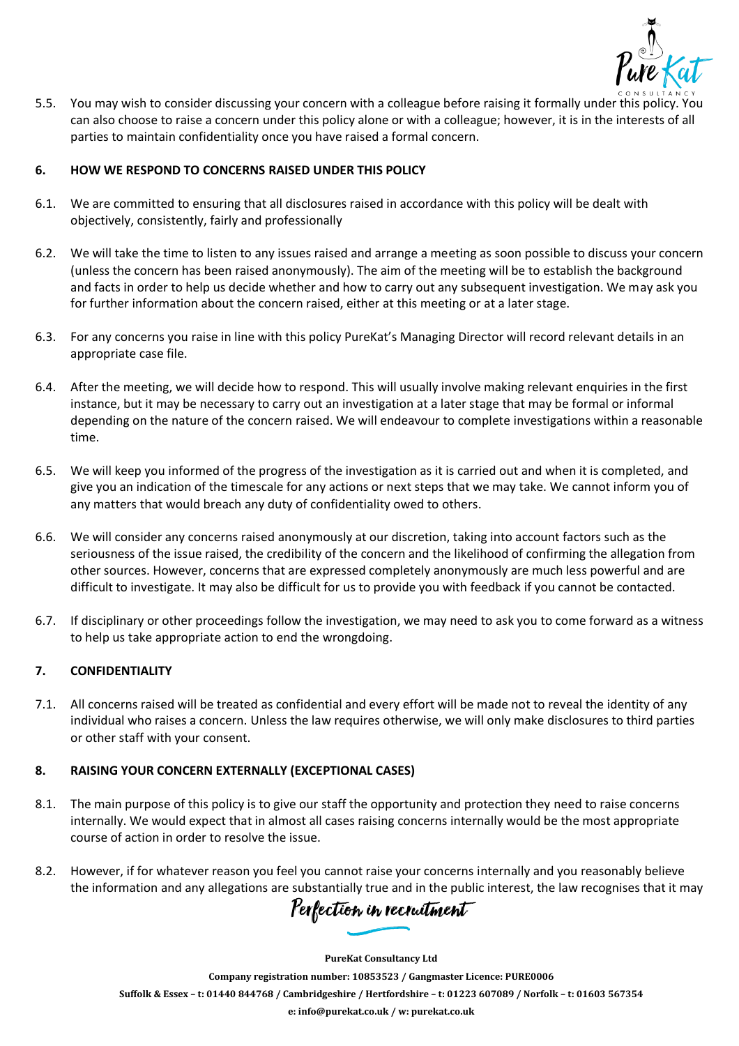5.5. You may wish to consider discussing your concern with a colleague before raising it formally under this policy. You can also choose to raise a concern under this policy alone or with a colleague; however, it is in the interests of all parties to maintain confidentiality once you have raised a formal concern.

## 6. HOW WE RESPOND TO CONCERNS RAISED UNDER THIS POLICY

6.1. We are committed to ensuring that all disclosures raised in accordance with this policy will be dealt with objectively, consistently, fairly and professionally

6.2. We will take the time to listen to any issues raised and arrange a meeting as soon possible to discuss your concern (unless the concern has been raised anonymously). The aim of the meeting will be to establish the background and facts in order to help us decide whether and how to carry out any subsequent investigation. We may ask you for further information about the concern raised, either at this meeting or at a later stage.

6.3. For any concerns you raise in line with this policy PureKat's Managing Director will record relevant details in an appropriate case file.

6.4. After the meeting, we will decide how to respond. This will usually involve making relevant enquiries in the first instance, but it may be necessary to carry out an investigation at a later stage that may be formal or informal depending on the nature of the concern raised. We will endeavour to complete investigations within a reasonable time.

6.5. We will keep you informed of the progress of the investigation as it is carried out and when it is completed, and give you an indication of the timescale for any actions or next steps that we may take. We cannot inform you of any matters that would breach any duty of confidentiality owed to others.

6.6. We will consider any concerns raised anonymously at our discretion, taking into account factors such as the seriousness of the issue raised, the credibility of the concern and the likelihood of confirming the allegation from other sources. However, concerns that are expressed completely anonymously are much less powerful and are difficult to investigate. It may also be difficult for us to provide you with feedback if you cannot be contacted.

6.7. If disciplinary or other proceedings follow the investigation, we may need to ask you to come forward as a witness to help us take appropriate action to end the wrongdoing.

## 7. CONFIDENTIALITY

7.1. All concerns raised will be treated as confidential and every effort will be made not to reveal the identity of any individual who raises a concern. Unless the law requires otherwise, we will only make disclosures to third parties or other staff with your consent.

## 8. RAISING YOUR CONCERN EXTERNALLY (EXCEPTIONAL CASES)

8.1. The main purpose of this policy is to give our staff the opportunity and protection they need to raise concerns internally. We would expect that in almost all cases raising concerns internally would be the most appropriate course of action in order to resolve the issue.

8.2. However, if for whatever reason you feel you cannot raise your concerns internally and you reasonably believe the information and any allegations are substantially true and in the public interest, the law recognises that it may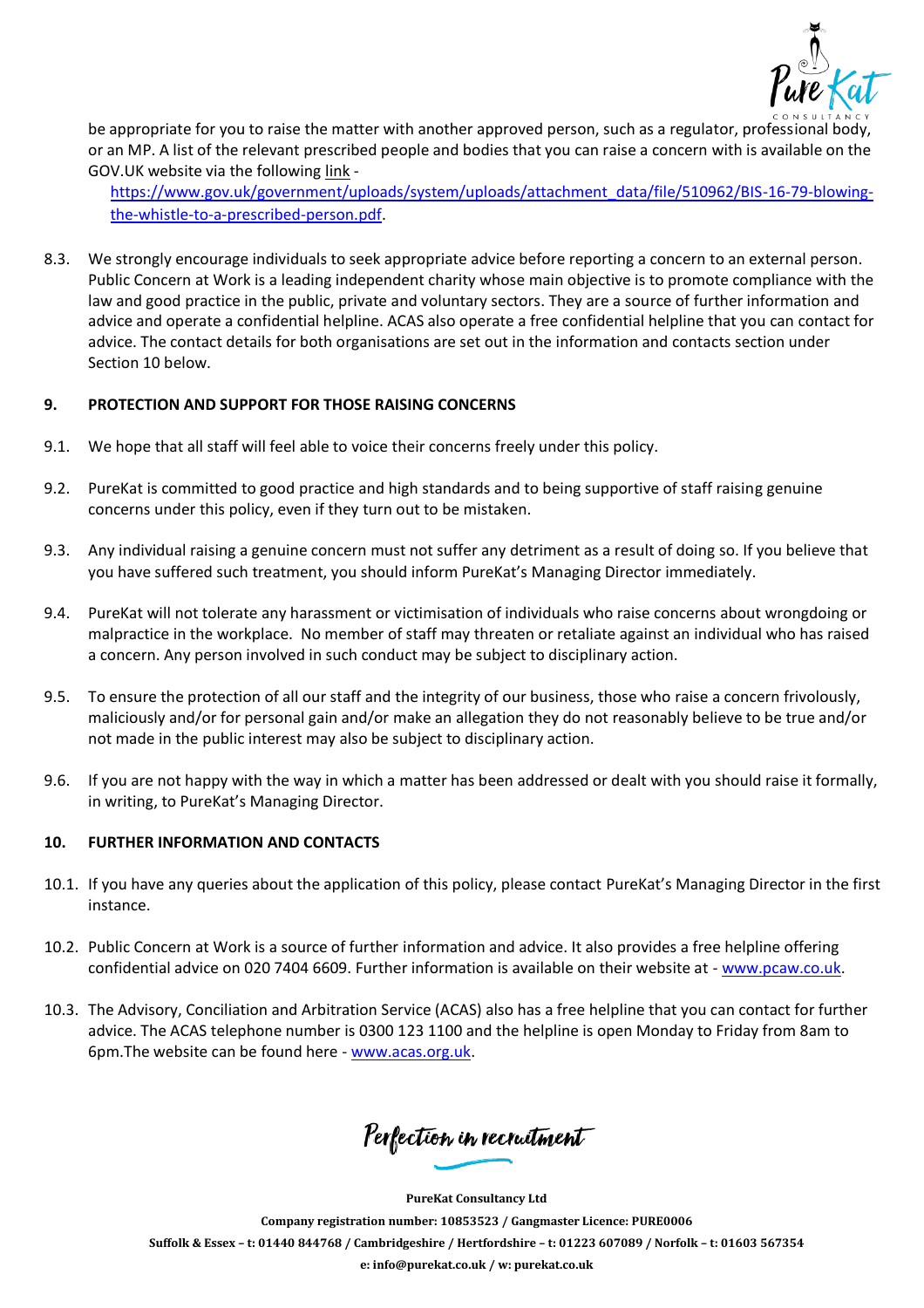be appropriate for you to raise the matter with another approved person, such as a regulator, professional body, or an MP. A list of the relevant prescribed people and bodies that you can raise a concern with is available on the GOV.UK website via the following link - https://www.gov.uk/government/uploads/system/uploads/attachment_data/file/510962/BIS-16-79-blowing-the-whistle-to-a-prescribed-person.pdf.

8.3. We strongly encourage individuals to seek appropriate advice before reporting a concern to an external person. Public Concern at Work is a leading independent charity whose main objective is to promote compliance with the law and good practice in the public, private and voluntary sectors. They are a source of further information and advice and operate a confidential helpline. ACAS also operate a free confidential helpline that you can contact for advice. The contact details for both organisations are set out in the information and contacts section under Section 10 below.

## 9. PROTECTION AND SUPPORT FOR THOSE RAISING CONCERNS

9.1. We hope that all staff will feel able to voice their concerns freely under this policy.

9.2. PureKat is committed to good practice and high standards and to being supportive of staff raising genuine concerns under this policy, even if they turn out to be mistaken.

9.3. Any individual raising a genuine concern must not suffer any detriment as a result of doing so. If you believe that you have suffered such treatment, you should inform PureKat's Managing Director immediately.

9.4. PureKat will not tolerate any harassment or victimisation of individuals who raise concerns about wrongdoing or malpractice in the workplace. No member of staff may threaten or retaliate against an individual who has raised a concern. Any person involved in such conduct may be subject to disciplinary action.

9.5. To ensure the protection of all our staff and the integrity of our business, those who raise a concern frivolously, maliciously and/or for personal gain and/or make an allegation they do not reasonably believe to be true and/or not made in the public interest may also be subject to disciplinary action.

9.6. If you are not happy with the way in which a matter has been addressed or dealt with you should raise it formally, in writing, to PureKat's Managing Director.

## 10. FURTHER INFORMATION AND CONTACTS

10.1. If you have any queries about the application of this policy, please contact PureKat's Managing Director in the first instance.

10.2. Public Concern at Work is a source of further information and advice. It also provides a free helpline offering confidential advice on 020 7404 6609. Further information is available on their website at - www.pcaw.co.uk.

10.3. The Advisory, Conciliation and Arbitration Service (ACAS) also has a free helpline that you can contact for further advice. The ACAS telephone number is 0300 123 1100 and the helpline is open Monday to Friday from 8am to 6pm.The website can be found here - www.acas.org.uk.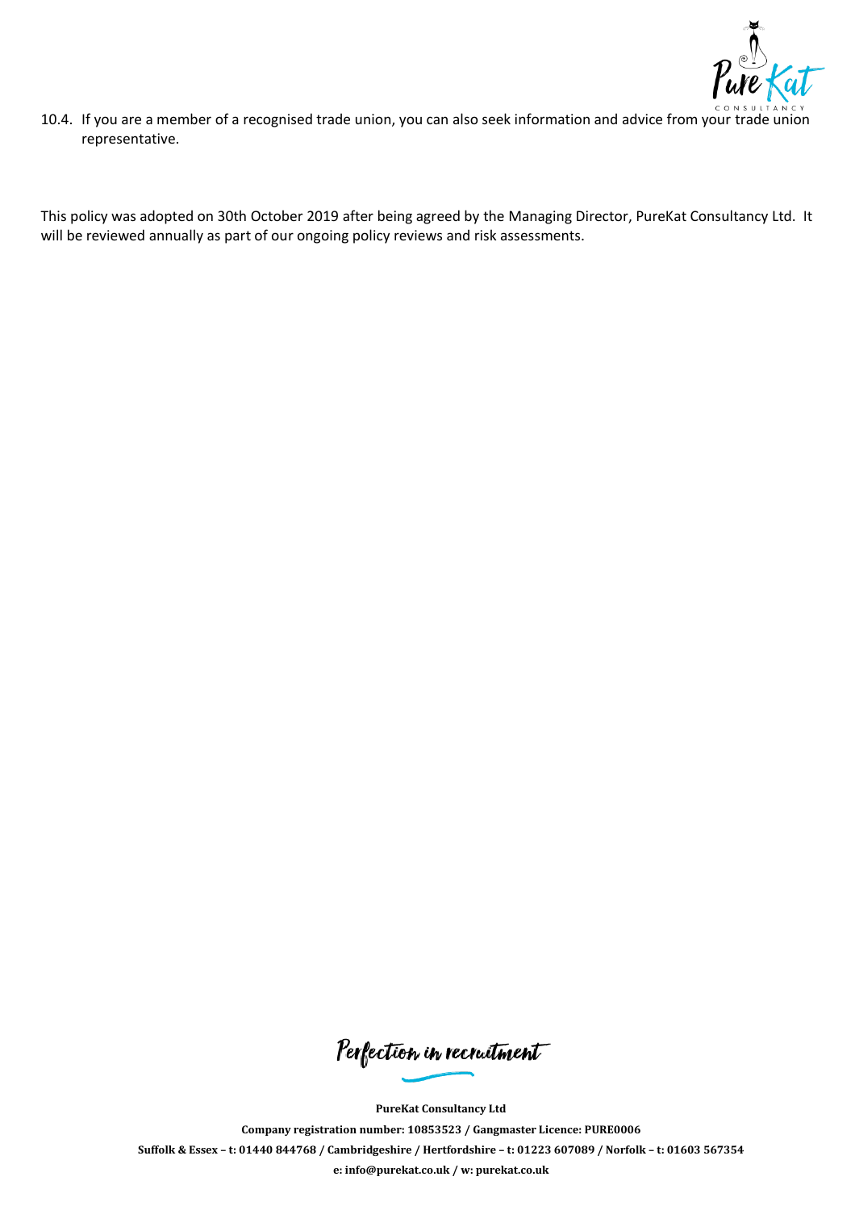10.4. If you are a member of a recognised trade union, you can also seek information and advice from your trade union representative.

This policy was adopted on 30th October 2019 after being agreed by the Managing Director, PureKat Consultancy Ltd. It will be reviewed annually as part of our ongoing policy reviews and risk assessments.